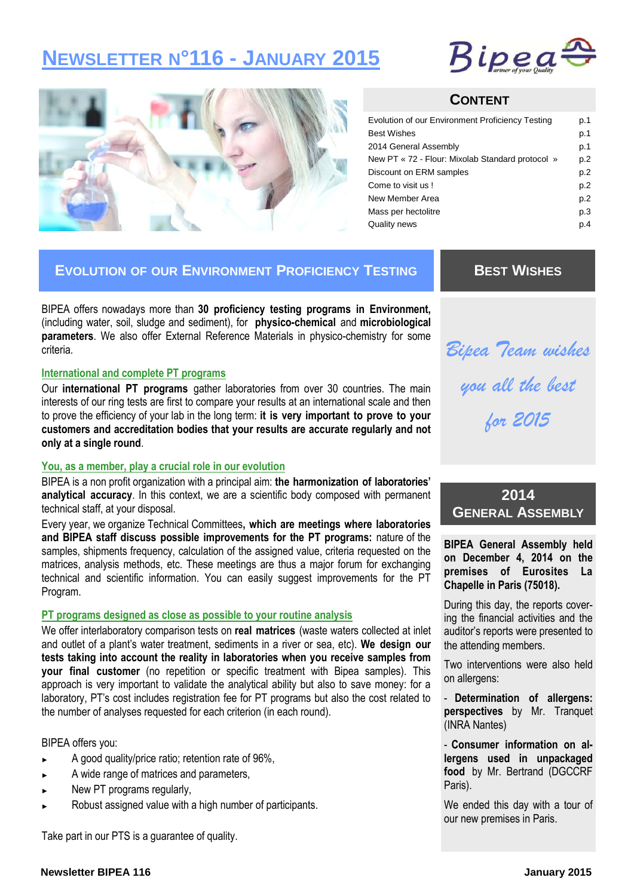# Newsletter n°116 - January 2015

## Content

| | |
|---|---|
| Evolution of our Environment Proficiency Testing | p.1 |
| Best Wishes | p.1 |
| 2014 General Assembly | p.1 |
| New PT « 72 - Flour: Mixolab Standard protocol » | p.2 |
| Discount on ERM samples | p.2 |
| Come to visit us ! | p.2 |
| New Member Area | p.2 |
| Mass per hectolitre | p.3 |
| Quality news | p.4 |

## Evolution of our Environment Proficiency Testing

BIPEA offers nowadays more than **30 proficiency testing programs in Environment,** (including water, soil, sludge and sediment), for **physico-chemical** and **microbiological parameters**. We also offer External Reference Materials in physico-chemistry for some criteria.

### International and complete PT programs

Our **international PT programs** gather laboratories from over 30 countries. The main interests of our ring tests are first to compare your results at an international scale and then to prove the efficiency of your lab in the long term: **it is very important to prove to your customers and accreditation bodies that your results are accurate regularly and not only at a single round**.

### You, as a member, play a crucial role in our evolution

BIPEA is a non profit organization with a principal aim: **the harmonization of laboratories' analytical accuracy**. In this context, we are a scientific body composed with permanent technical staff, at your disposal.

Every year, we organize Technical Committees**, which are meetings where laboratories and BIPEA staff discuss possible improvements for the PT programs:** nature of the samples, shipments frequency, calculation of the assigned value, criteria requested on the matrices, analysis methods, etc. These meetings are thus a major forum for exchanging technical and scientific information. You can easily suggest improvements for the PT Program.

### PT programs designed as close as possible to your routine analysis

We offer interlaboratory comparison tests on **real matrices** (waste waters collected at inlet and outlet of a plant's water treatment, sediments in a river or sea, etc). **We design our tests taking into account the reality in laboratories when you receive samples from your final customer** (no repetition or specific treatment with Bipea samples). This approach is very important to validate the analytical ability but also to save money: for a laboratory, PT's cost includes registration fee for PT programs but also the cost related to the number of analyses requested for each criterion (in each round).

BIPEA offers you:

- A good quality/price ratio; retention rate of 96%,
- A wide range of matrices and parameters,
- New PT programs regularly,
- Robust assigned value with a high number of participants.

Take part in our PTS is a guarantee of quality.

## Best Wishes

*Bipea Team wishes you all the best for 2015*

## 2014 General Assembly

**BIPEA General Assembly held on December 4, 2014 on the premises of Eurosites La Chapelle in Paris (75018).**

During this day, the reports covering the financial activities and the auditor's reports were presented to the attending members.

Two interventions were also held on allergens:

- **Determination of allergens: perspectives** by Mr. Tranquet (INRA Nantes)
- **Consumer information on allergens used in unpackaged food** by Mr. Bertrand (DGCCRF Paris).

We ended this day with a tour of our new premises in Paris.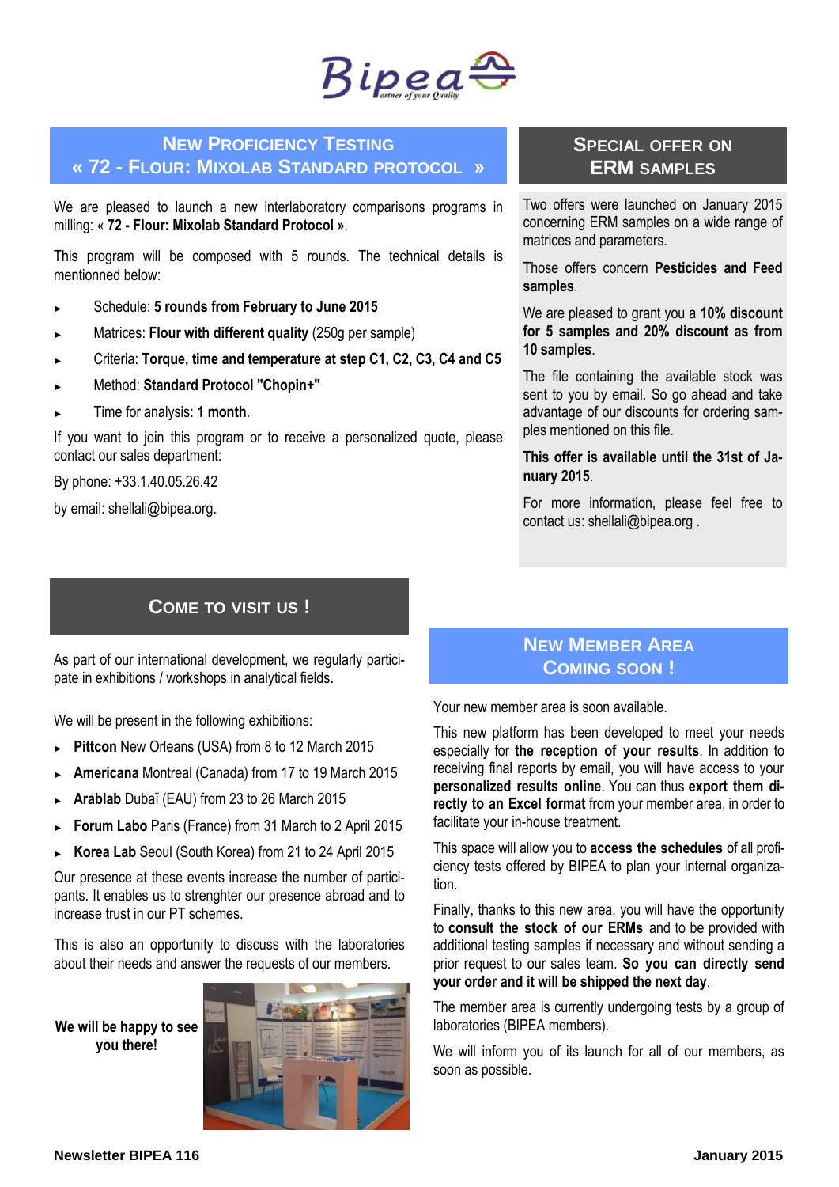## New Proficiency Testing « 72 - Flour: Mixolab Standard protocol »

We are pleased to launch a new interlaboratory comparisons programs in milling: « **72 - Flour: Mixolab Standard Protocol »**.

This program will be composed with 5 rounds. The technical details is mentionned below:

- Schedule: **5 rounds from February to June 2015**
- Matrices: **Flour with different quality** (250g per sample)
- Criteria: **Torque, time and temperature at step C1, C2, C3, C4 and C5**
- Method: **Standard Protocol "Chopin+"**
- Time for analysis: **1 month**.

If you want to join this program or to receive a personalized quote, please contact our sales department:

By phone: +33.1.40.05.26.42

by email: shellali@bipea.org.

## Special offer on ERM samples

Two offers were launched on January 2015 concerning ERM samples on a wide range of matrices and parameters.

Those offers concern **Pesticides and Feed samples**.

We are pleased to grant you a **10% discount for 5 samples and 20% discount as from 10 samples**.

The file containing the available stock was sent to you by email. So go ahead and take advantage of our discounts for ordering samples mentioned on this file.

**This offer is available until the 31st of January 2015**.

For more information, please feel free to contact us: shellali@bipea.org .

## Come to visit us !

As part of our international development, we regularly participate in exhibitions / workshops in analytical fields.

We will be present in the following exhibitions:

- **Pittcon** New Orleans (USA) from 8 to 12 March 2015
- **Americana** Montreal (Canada) from 17 to 19 March 2015
- **Arablab** Dubaï (EAU) from 23 to 26 March 2015
- **Forum Labo** Paris (France) from 31 March to 2 April 2015
- **Korea Lab** Seoul (South Korea) from 21 to 24 April 2015

Our presence at these events increase the number of participants. It enables us to strenghter our presence abroad and to increase trust in our PT schemes.

This is also an opportunity to discuss with the laboratories about their needs and answer the requests of our members.

**We will be happy to see you there!**

## New member area coming soon !

Your new member area is soon available.

This new platform has been developed to meet your needs especially for **the reception of your results**. In addition to receiving final reports by email, you will have access to your **personalized results online**. You can thus **export them directly to an Excel format** from your member area, in order to facilitate your in-house treatment.

This space will allow you to **access the schedules** of all proficiency tests offered by BIPEA to plan your internal organization.

Finally, thanks to this new area, you will have the opportunity to **consult the stock of our ERMs** and to be provided with additional testing samples if necessary and without sending a prior request to our sales team. **So you can directly send your order and it will be shipped the next day**.

The member area is currently undergoing tests by a group of laboratories (BIPEA members).

We will inform you of its launch for all of our members, as soon as possible.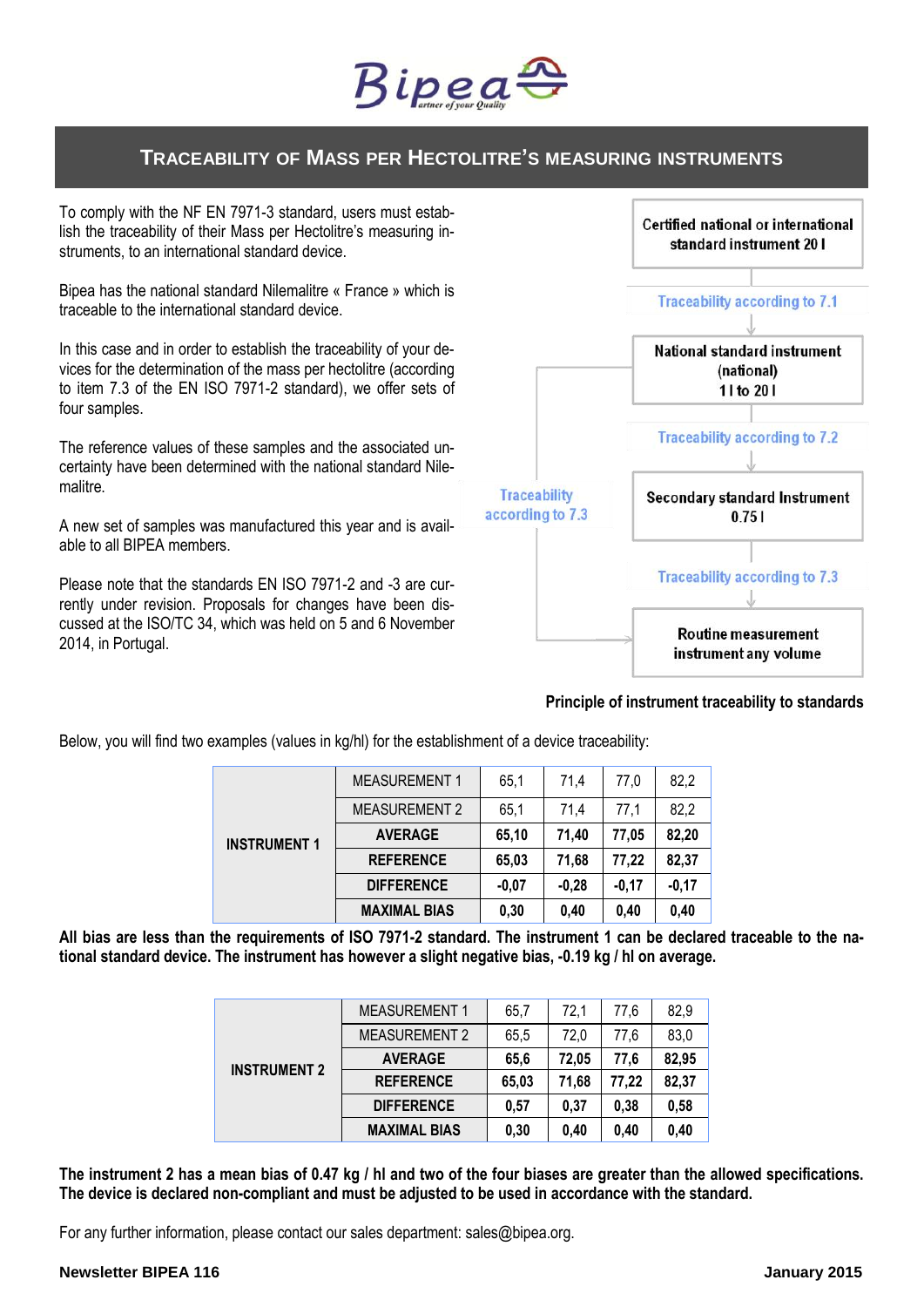# TRACEABILITY OF MASS PER HECTOLITRE'S MEASURING INSTRUMENTS

To comply with the NF EN 7971-3 standard, users must establish the traceability of their Mass per Hectolitre's measuring instruments, to an international standard device.

Bipea has the national standard Nilemalitre « France » which is traceable to the international standard device.

In this case and in order to establish the traceability of your devices for the determination of the mass per hectolitre (according to item 7.3 of the EN ISO 7971-2 standard), we offer sets of four samples.

The reference values of these samples and the associated uncertainty have been determined with the national standard Nilemalitre.

A new set of samples was manufactured this year and is available to all BIPEA members.

Please note that the standards EN ISO 7971-2 and -3 are currently under revision. Proposals for changes have been discussed at the ISO/TC 34, which was held on 5 and 6 November 2014, in Portugal.

Certified national or international standard instrument 20 l

Traceability according to 7.1

National standard instrument (national) 1 l to 20 l

Traceability according to 7.2

Secondary standard Instrument 0.75 l

Traceability according to 7.3

Routine measurement instrument any volume

Traceability according to 7.3

**Principle of instrument traceability to standards**

Below, you will find two examples (values in kg/hl) for the establishment of a device traceability:

| | | | | | |
|---|---|---|---|---|---|
| **INSTRUMENT 1** | MEASUREMENT 1 | 65,1 | 71,4 | 77,0 | 82,2 |
| | MEASUREMENT 2 | 65,1 | 71,4 | 77,1 | 82,2 |
| | **AVERAGE** | **65,10** | **71,40** | **77,05** | **82,20** |
| | **REFERENCE** | **65,03** | **71,68** | **77,22** | **82,37** |
| | **DIFFERENCE** | **-0,07** | **-0,28** | **-0,17** | **-0,17** |
| | **MAXIMAL BIAS** | **0,30** | **0,40** | **0,40** | **0,40** |

**All bias are less than the requirements of ISO 7971-2 standard. The instrument 1 can be declared traceable to the national standard device. The instrument has however a slight negative bias, -0.19 kg / hl on average.**

| | | | | | |
|---|---|---|---|---|---|
| **INSTRUMENT 2** | MEASUREMENT 1 | 65,7 | 72,1 | 77,6 | 82,9 |
| | MEASUREMENT 2 | 65,5 | 72,0 | 77,6 | 83,0 |
| | **AVERAGE** | **65,6** | **72,05** | **77,6** | **82,95** |
| | **REFERENCE** | **65,03** | **71,68** | **77,22** | **82,37** |
| | **DIFFERENCE** | **0,57** | **0,37** | **0,38** | **0,58** |
| | **MAXIMAL BIAS** | **0,30** | **0,40** | **0,40** | **0,40** |

**The instrument 2 has a mean bias of 0.47 kg / hl and two of the four biases are greater than the allowed specifications. The device is declared non-compliant and must be adjusted to be used in accordance with the standard.**

For any further information, please contact our sales department: sales@bipea.org.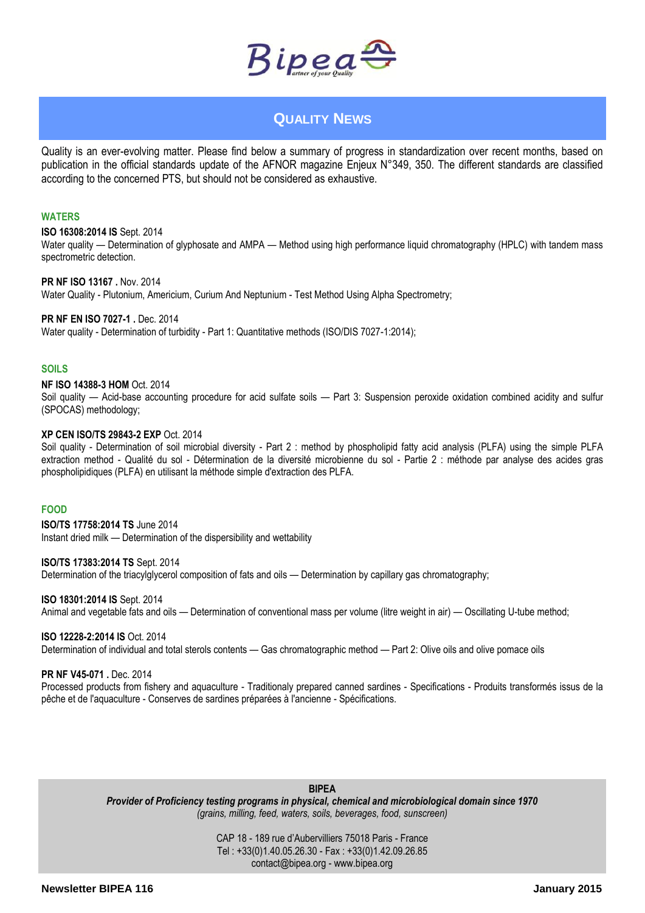# QUALITY NEWS

Quality is an ever-evolving matter. Please find below a summary of progress in standardization over recent months, based on publication in the official standards update of the AFNOR magazine Enjeux N°349, 350. The different standards are classified according to the concerned PTS, but should not be considered as exhaustive.

## WATERS

**ISO 16308:2014 IS** Sept. 2014
Water quality — Determination of glyphosate and AMPA — Method using high performance liquid chromatography (HPLC) with tandem mass spectrometric detection.

**PR NF ISO 13167 .** Nov. 2014
Water Quality - Plutonium, Americium, Curium And Neptunium - Test Method Using Alpha Spectrometry;

**PR NF EN ISO 7027-1 .** Dec. 2014
Water quality - Determination of turbidity - Part 1: Quantitative methods (ISO/DIS 7027-1:2014);

## SOILS

**NF ISO 14388-3 HOM** Oct. 2014
Soil quality — Acid-base accounting procedure for acid sulfate soils — Part 3: Suspension peroxide oxidation combined acidity and sulfur (SPOCAS) methodology;

**XP CEN ISO/TS 29843-2 EXP** Oct. 2014
Soil quality - Determination of soil microbial diversity - Part 2 : method by phospholipid fatty acid analysis (PLFA) using the simple PLFA extraction method - Qualité du sol - Détermination de la diversité microbienne du sol - Partie 2 : méthode par analyse des acides gras phospholipidiques (PLFA) en utilisant la méthode simple d'extraction des PLFA.

## FOOD

**ISO/TS 17758:2014 TS** June 2014
Instant dried milk — Determination of the dispersibility and wettability

**ISO/TS 17383:2014 TS** Sept. 2014
Determination of the triacylglycerol composition of fats and oils — Determination by capillary gas chromatography;

**ISO 18301:2014 IS** Sept. 2014
Animal and vegetable fats and oils — Determination of conventional mass per volume (litre weight in air) — Oscillating U-tube method;

**ISO 12228-2:2014 IS** Oct. 2014
Determination of individual and total sterols contents — Gas chromatographic method — Part 2: Olive oils and olive pomace oils

**PR NF V45-071 .** Dec. 2014
Processed products from fishery and aquaculture - Traditionaly prepared canned sardines - Specifications - Produits transformés issus de la pêche et de l'aquaculture - Conserves de sardines préparées à l'ancienne - Spécifications.

**BIPEA**
***Provider of Proficiency testing programs in physical, chemical and microbiological domain since 1970***
*(grains, milling, feed, waters, soils, beverages, food, sunscreen)*

CAP 18 - 189 rue d'Aubervilliers 75018 Paris - France
Tel : +33(0)1.40.05.26.30 - Fax : +33(0)1.42.09.26.85
contact@bipea.org - www.bipea.org